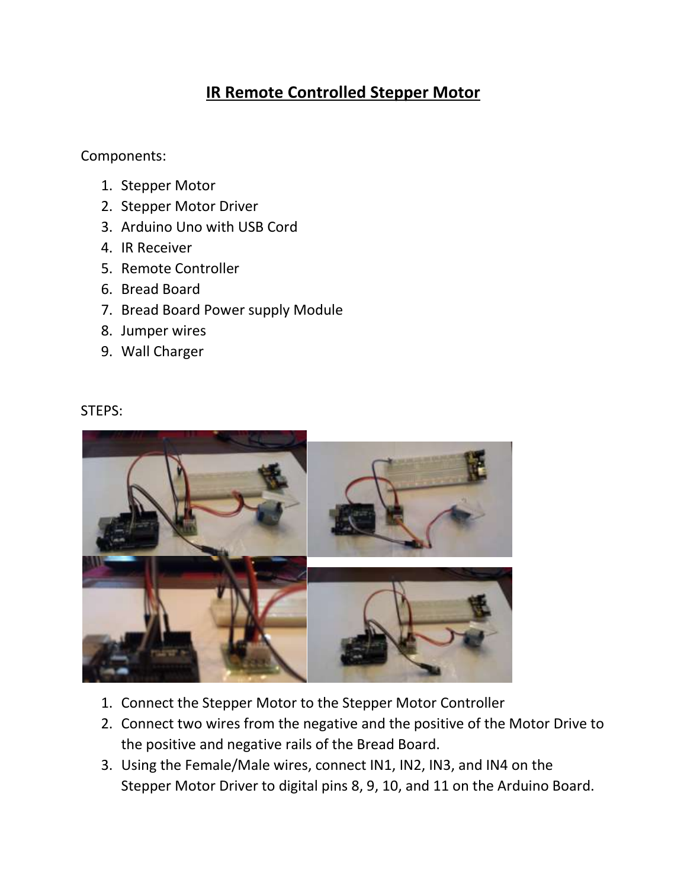# IR Remote Controlled Stepper Motor

Components:

1. Stepper Motor
2. Stepper Motor Driver
3. Arduino Uno with USB Cord
4. IR Receiver
5. Remote Controller
6. Bread Board
7. Bread Board Power supply Module
8. Jumper wires
9. Wall Charger

STEPS:

1. Connect the Stepper Motor to the Stepper Motor Controller
2. Connect two wires from the negative and the positive of the Motor Drive to the positive and negative rails of the Bread Board.
3. Using the Female/Male wires, connect IN1, IN2, IN3, and IN4 on the Stepper Motor Driver to digital pins 8, 9, 10, and 11 on the Arduino Board.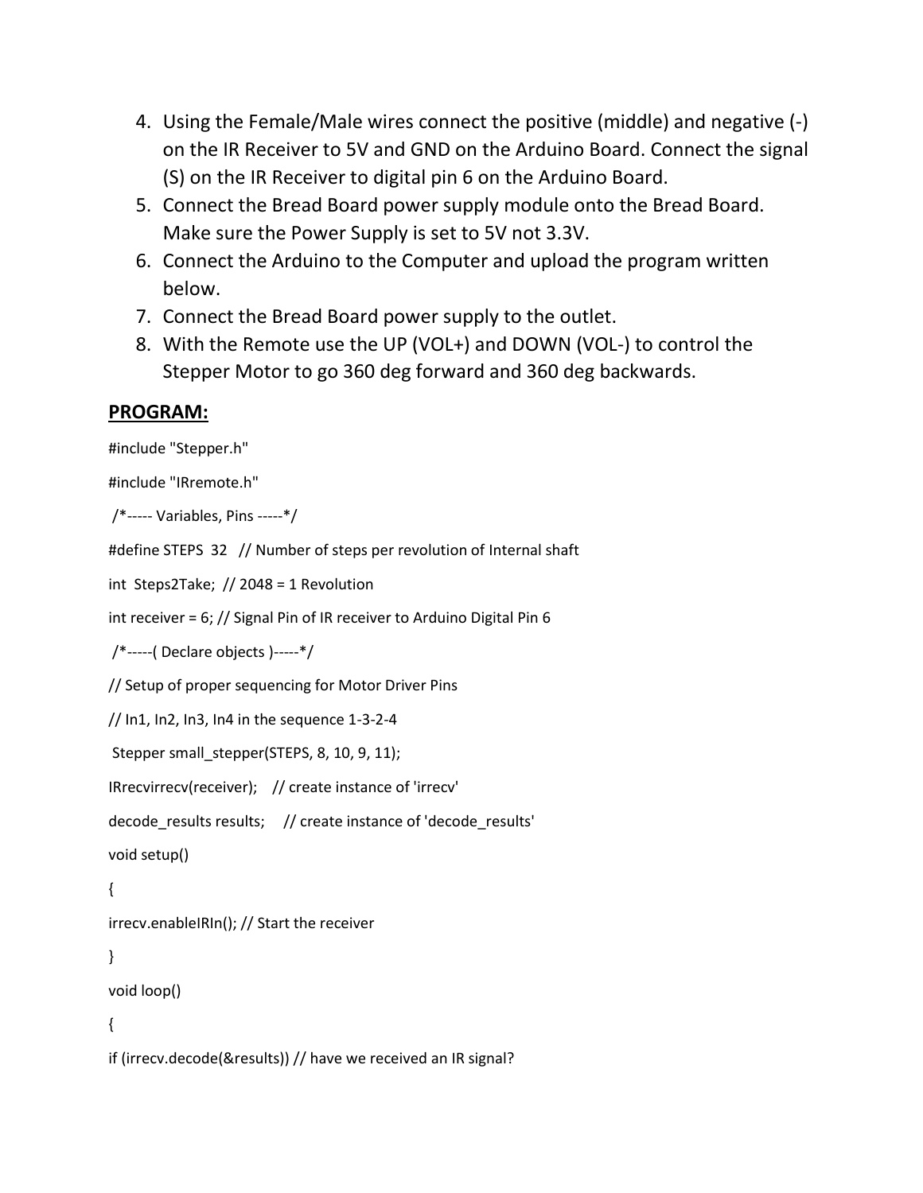4. Using the Female/Male wires connect the positive (middle) and negative (-) on the IR Receiver to 5V and GND on the Arduino Board. Connect the signal (S) on the IR Receiver to digital pin 6 on the Arduino Board.
5. Connect the Bread Board power supply module onto the Bread Board. Make sure the Power Supply is set to 5V not 3.3V.
6. Connect the Arduino to the Computer and upload the program written below.
7. Connect the Bread Board power supply to the outlet.
8. With the Remote use the UP (VOL+) and DOWN (VOL-) to control the Stepper Motor to go 360 deg forward and 360 deg backwards.

## PROGRAM:

```
#include "Stepper.h"

#include "IRremote.h"

 /*----- Variables, Pins -----*/

#define STEPS  32   // Number of steps per revolution of Internal shaft

int  Steps2Take;  // 2048 = 1 Revolution

int receiver = 6; // Signal Pin of IR receiver to Arduino Digital Pin 6

 /*-----( Declare objects )-----*/

// Setup of proper sequencing for Motor Driver Pins

// In1, In2, In3, In4 in the sequence 1-3-2-4

 Stepper small_stepper(STEPS, 8, 10, 9, 11);

IRrecvirrecv(receiver);    // create instance of 'irrecv'

decode_results results;     // create instance of 'decode_results'

void setup()

{

irrecv.enableIRIn(); // Start the receiver

}

void loop()

{

if (irrecv.decode(&results)) // have we received an IR signal?
```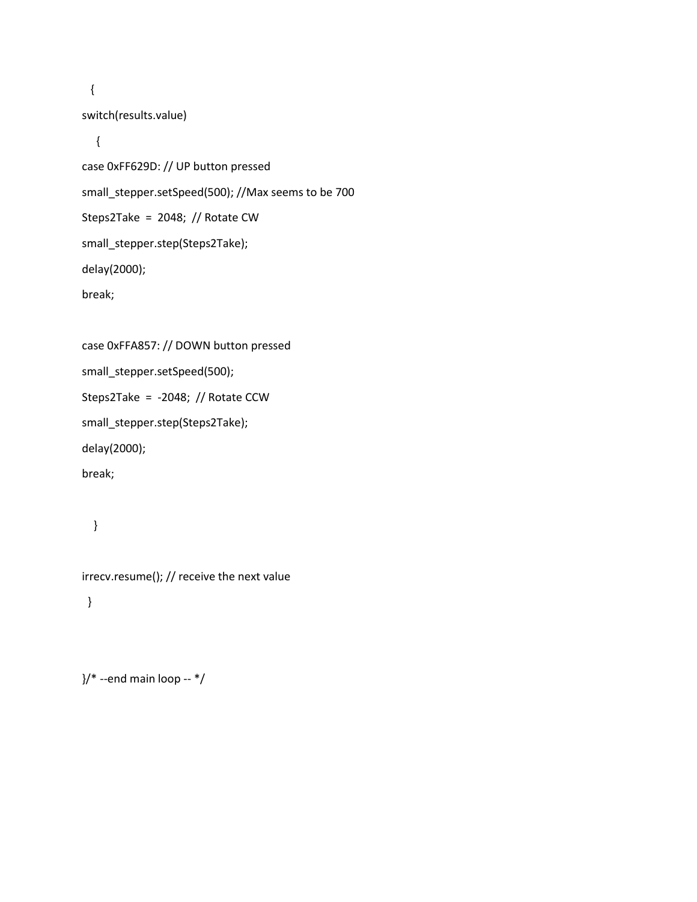```
  {
switch(results.value)
    {
case 0xFF629D: // UP button pressed
small_stepper.setSpeed(500); //Max seems to be 700
Steps2Take  =  2048;  // Rotate CW
small_stepper.step(Steps2Take);
delay(2000);
break;

case 0xFFA857: // DOWN button pressed
small_stepper.setSpeed(500);
Steps2Take  =  -2048;  // Rotate CCW
small_stepper.step(Steps2Take);
delay(2000);
break;

    }

irrecv.resume(); // receive the next value
  }


}/* --end main loop -- */
```